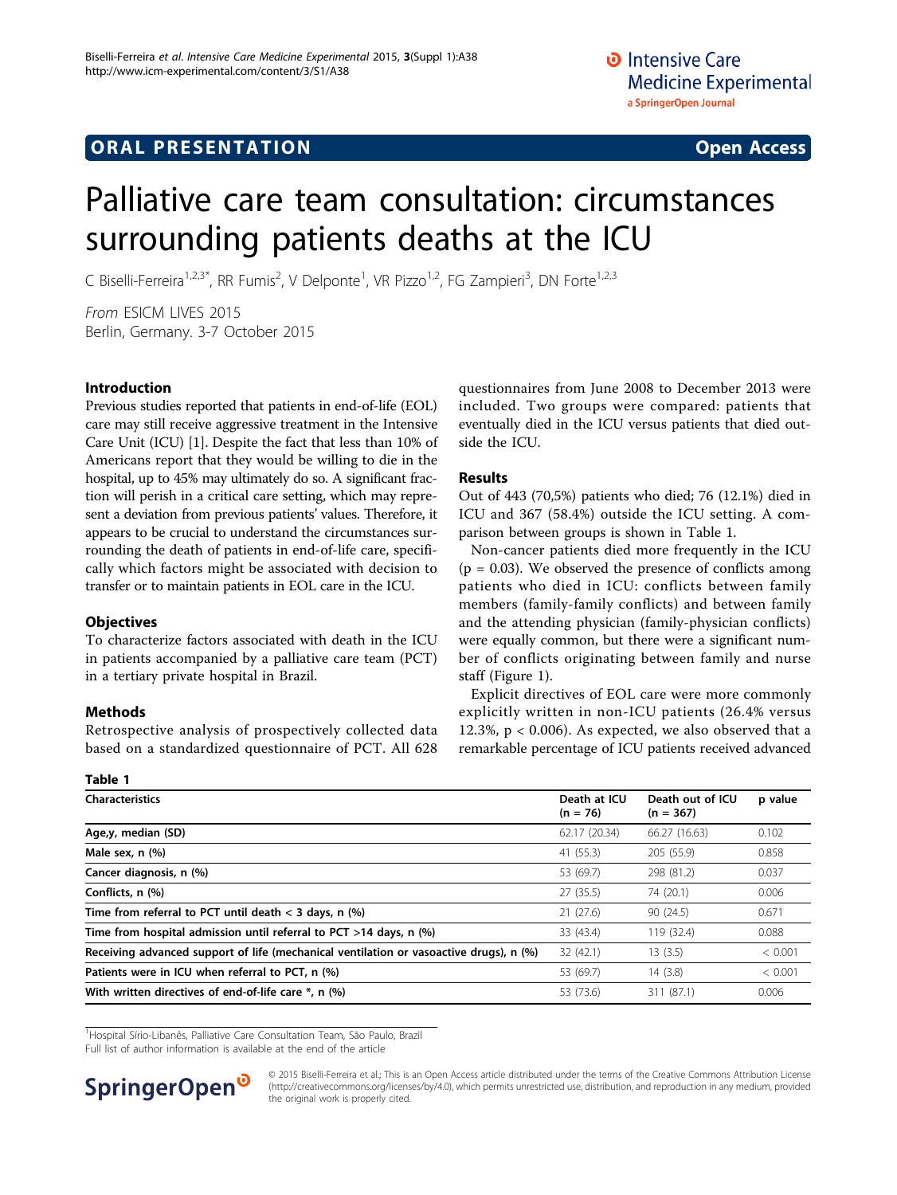ORAL PRESENTATION **Open Access**

# Palliative care team consultation: circumstances surrounding patients deaths at the ICU

C Biselli-Ferreira[1,2,3*], RR Fumis[2], V Delponte[1], VR Pizzo[1,2], FG Zampieri[3], DN Forte[1,2,3]

*From* ESICM LIVES 2015
Berlin, Germany. 3-7 October 2015

## Introduction

Previous studies reported that patients in end-of-life (EOL) care may still receive aggressive treatment in the Intensive Care Unit (ICU) [1]. Despite the fact that less than 10% of Americans report that they would be willing to die in the hospital, up to 45% may ultimately do so. A significant fraction will perish in a critical care setting, which may represent a deviation from previous patients' values. Therefore, it appears to be crucial to understand the circumstances surrounding the death of patients in end-of-life care, specifically which factors might be associated with decision to transfer or to maintain patients in EOL care in the ICU.

## Objectives

To characterize factors associated with death in the ICU in patients accompanied by a palliative care team (PCT) in a tertiary private hospital in Brazil.

## Methods

Retrospective analysis of prospectively collected data based on a standardized questionnaire of PCT. All 628 questionnaires from June 2008 to December 2013 were included. Two groups were compared: patients that eventually died in the ICU versus patients that died outside the ICU.

## Results

Out of 443 (70,5%) patients who died; 76 (12.1%) died in ICU and 367 (58.4%) outside the ICU setting. A comparison between groups is shown in Table 1.

Non-cancer patients died more frequently in the ICU ($p = 0.03$). We observed the presence of conflicts among patients who died in ICU: conflicts between family members (family-family conflicts) and between family and the attending physician (family-physician conflicts) were equally common, but there were a significant number of conflicts originating between family and nurse staff (Figure 1).

Explicit directives of EOL care were more commonly explicitly written in non-ICU patients (26.4% versus 12.3%, $p < 0.006$). As expected, we also observed that a remarkable percentage of ICU patients received advanced

**Table 1**

| Characteristics | Death at ICU (n = 76) | Death out of ICU (n = 367) | p value |
|---|---|---|---|
| Age,y, median (SD) | 62.17 (20.34) | 66.27 (16.63) | 0.102 |
| Male sex, n (%) | 41 (55.3) | 205 (55.9) | 0.858 |
| Cancer diagnosis, n (%) | 53 (69.7) | 298 (81.2) | 0.037 |
| Conflicts, n (%) | 27 (35.5) | 74 (20.1) | 0.006 |
| Time from referral to PCT until death < 3 days, n (%) | 21 (27.6) | 90 (24.5) | 0.671 |
| Time from hospital admission until referral to PCT >14 days, n (%) | 33 (43.4) | 119 (32.4) | 0.088 |
| Receiving advanced support of life (mechanical ventilation or vasoactive drugs), n (%) | 32 (42.1) | 13 (3.5) | < 0.001 |
| Patients were in ICU when referral to PCT, n (%) | 53 (69.7) | 14 (3.8) | < 0.001 |
| With written directives of end-of-life care *, n (%) | 53 (73.6) | 311 (87.1) | 0.006 |

[1]Hospital Sírio-Libanês, Palliative Care Consultation Team, São Paulo, Brazil
Full list of author information is available at the end of the article

© 2015 Biselli-Ferreira et al.; This is an Open Access article distributed under the terms of the Creative Commons Attribution License (http://creativecommons.org/licenses/by/4.0), which permits unrestricted use, distribution, and reproduction in any medium, provided the original work is properly cited.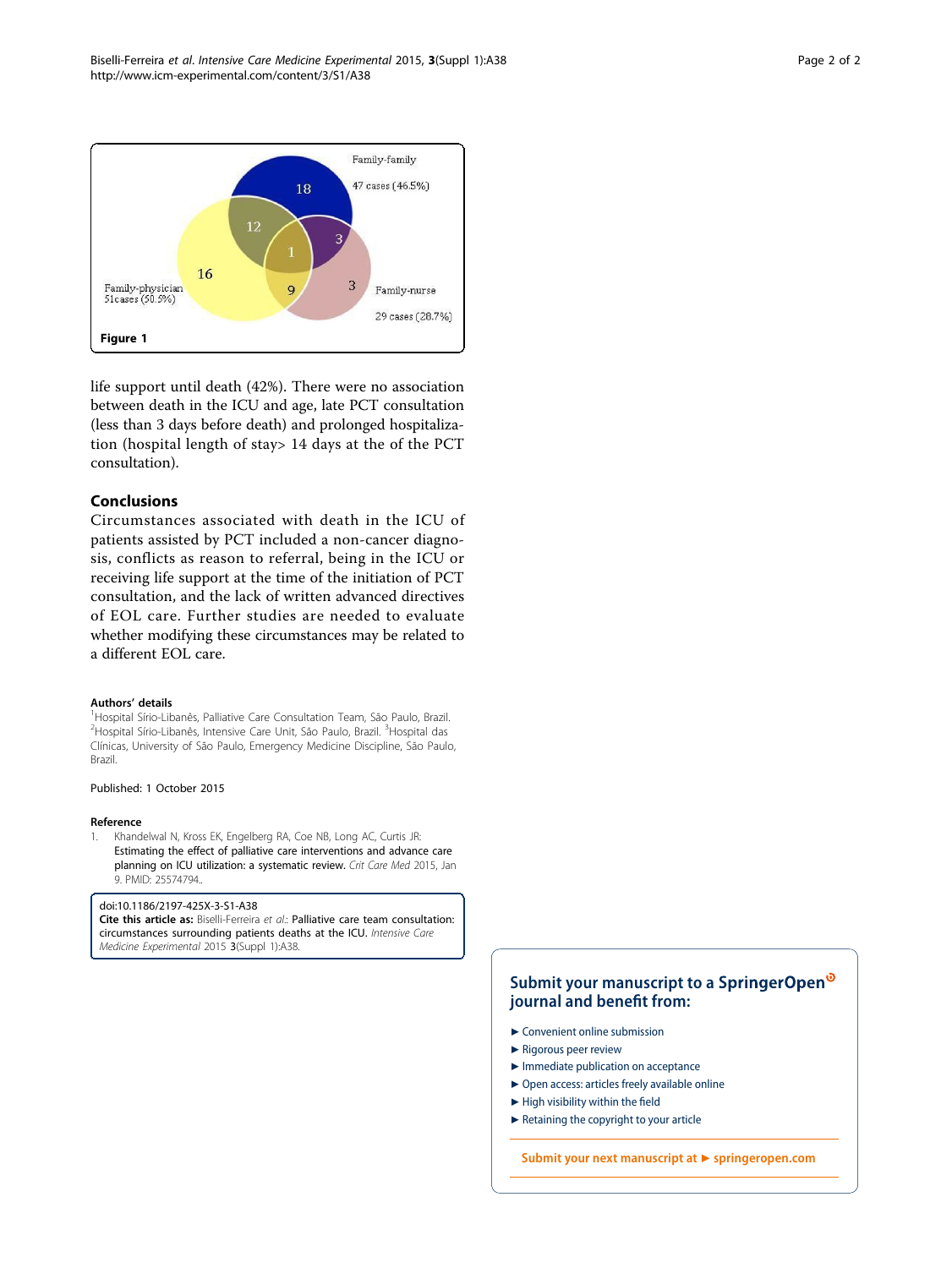Family-family

47 cases (46.5%)

18

12

3

1

16

9

3

Family-physician
51cases (50.5%)

Family-nurse

29 cases (28.7%)

**Figure 1**

life support until death (42%). There were no association between death in the ICU and age, late PCT consultation (less than 3 days before death) and prolonged hospitalization (hospital length of stay> 14 days at the of the PCT consultation).

## Conclusions

Circumstances associated with death in the ICU of patients assisted by PCT included a non-cancer diagnosis, conflicts as reason to referral, being in the ICU or receiving life support at the time of the initiation of PCT consultation, and the lack of written advanced directives of EOL care. Further studies are needed to evaluate whether modifying these circumstances may be related to a different EOL care.

### Authors' details

[1]Hospital Sírio-Libanês, Palliative Care Consultation Team, São Paulo, Brazil. [2]Hospital Sírio-Libanês, Intensive Care Unit, São Paulo, Brazil. [3]Hospital das Clínicas, University of São Paulo, Emergency Medicine Discipline, São Paulo, Brazil.

Published: 1 October 2015

### Reference

1. Khandelwal N, Kross EK, Engelberg RA, Coe NB, Long AC, Curtis JR: Estimating the effect of palliative care interventions and advance care planning on ICU utilization: a systematic review. *Crit Care Med* 2015, Jan 9. PMID: 25574794..

doi:10.1186/2197-425X-3-S1-A38
**Cite this article as:** Biselli-Ferreira *et al.*: Palliative care team consultation: circumstances surrounding patients deaths at the ICU. *Intensive Care Medicine Experimental* 2015 **3**(Suppl 1):A38.

**Submit your manuscript to a SpringerOpen journal and benefit from:**

- Convenient online submission
- Rigorous peer review
- Immediate publication on acceptance
- Open access: articles freely available online
- High visibility within the field
- Retaining the copyright to your article

**Submit your next manuscript at ► springeropen.com**